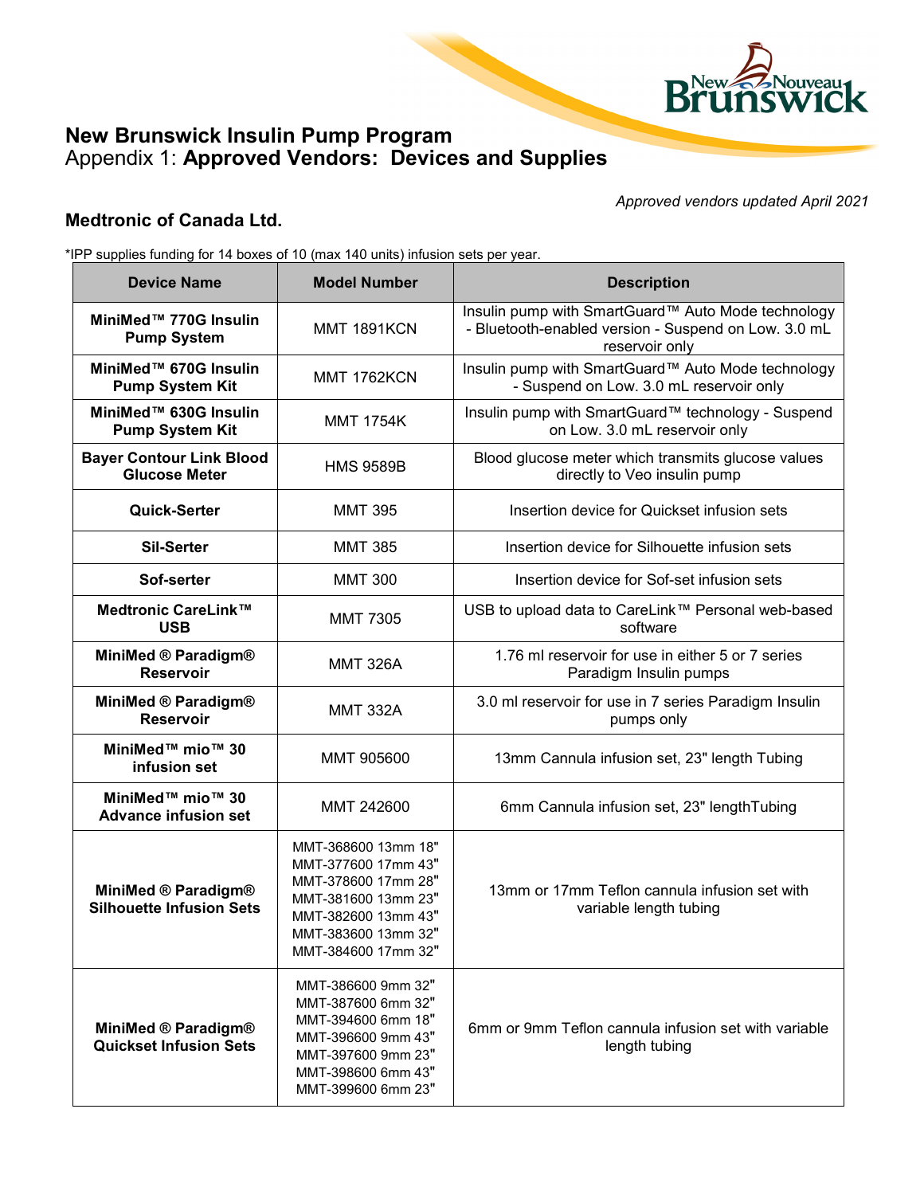# New Brunswick Insulin Pump Program

Appendix 1: **Approved Vendors: Devices and Supplies**

*Approved vendors updated April 2021*

## Medtronic of Canada Ltd.

*IPP supplies funding for 14 boxes of 10 (max 140 units) infusion sets per year.

| Device Name | Model Number | Description |
|---|---|---|
| **MiniMed™ 770G Insulin Pump System** | MMT 1891KCN | Insulin pump with SmartGuard™ Auto Mode technology - Bluetooth-enabled version - Suspend on Low. 3.0 mL reservoir only |
| **MiniMed™ 670G Insulin Pump System Kit** | MMT 1762KCN | Insulin pump with SmartGuard™ Auto Mode technology - Suspend on Low. 3.0 mL reservoir only |
| **MiniMed™ 630G Insulin Pump System Kit** | MMT 1754K | Insulin pump with SmartGuard™ technology - Suspend on Low. 3.0 mL reservoir only |
| **Bayer Contour Link Blood Glucose Meter** | HMS 9589B | Blood glucose meter which transmits glucose values directly to Veo insulin pump |
| **Quick-Serter** | MMT 395 | Insertion device for Quickset infusion sets |
| **Sil-Serter** | MMT 385 | Insertion device for Silhouette infusion sets |
| **Sof-serter** | MMT 300 | Insertion device for Sof-set infusion sets |
| **Medtronic CareLink™ USB** | MMT 7305 | USB to upload data to CareLink™ Personal web-based software |
| **MiniMed ® Paradigm® Reservoir** | MMT 326A | 1.76 ml reservoir for use in either 5 or 7 series Paradigm Insulin pumps |
| **MiniMed ® Paradigm® Reservoir** | MMT 332A | 3.0 ml reservoir for use in 7 series Paradigm Insulin pumps only |
| **MiniMed™ mio™ 30 infusion set** | MMT 905600 | 13mm Cannula infusion set, 23" length Tubing |
| **MiniMed™ mio™ 30 Advance infusion set** | MMT 242600 | 6mm Cannula infusion set, 23" lengthTubing |
| **MiniMed ® Paradigm® Silhouette Infusion Sets** | MMT-368600 13mm 18"<br>MMT-377600 17mm 43"<br>MMT-378600 17mm 28"<br>MMT-381600 13mm 23"<br>MMT-382600 13mm 43"<br>MMT-383600 13mm 32"<br>MMT-384600 17mm 32" | 13mm or 17mm Teflon cannula infusion set with variable length tubing |
| **MiniMed ® Paradigm® Quickset Infusion Sets** | MMT-386600 9mm 32"<br>MMT-387600 6mm 32"<br>MMT-394600 6mm 18"<br>MMT-396600 9mm 43"<br>MMT-397600 9mm 23"<br>MMT-398600 6mm 43"<br>MMT-399600 6mm 23" | 6mm or 9mm Teflon cannula infusion set with variable length tubing |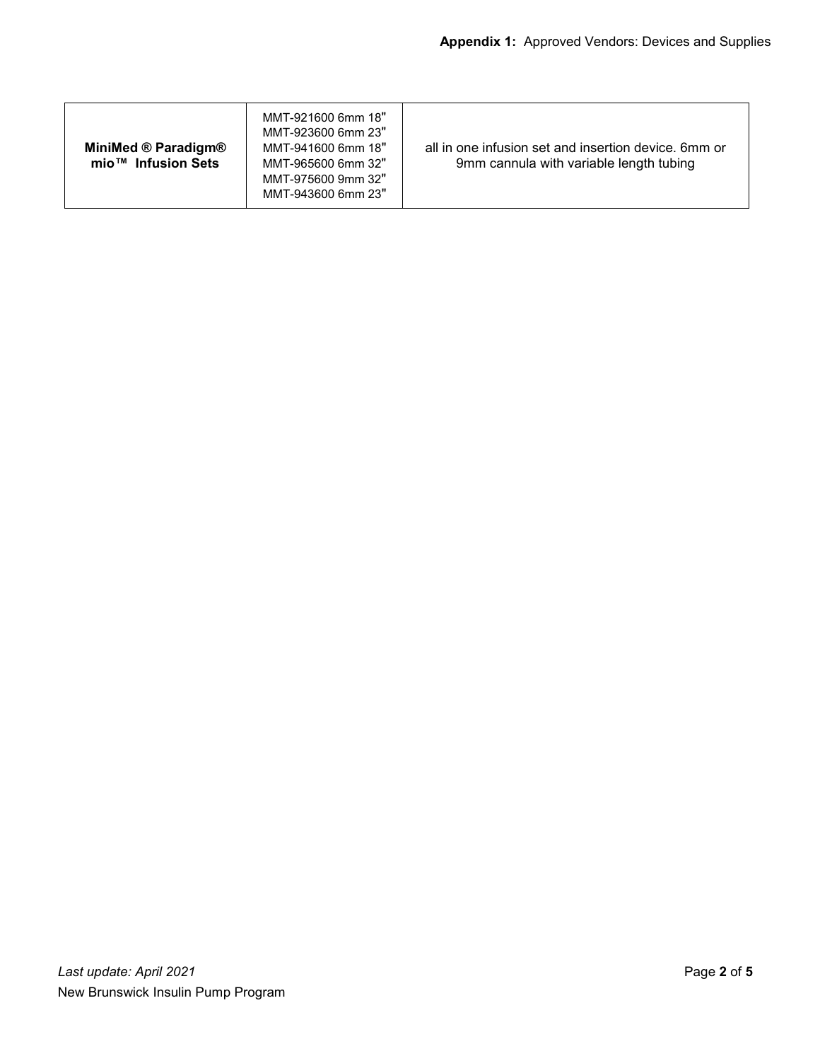| MiniMed ® Paradigm® mio™ Infusion Sets | MMT-921600 6mm 18"<br>MMT-923600 6mm 23"<br>MMT-941600 6mm 18"<br>MMT-965600 6mm 32"<br>MMT-975600 9mm 32"<br>MMT-943600 6mm 23" | all in one infusion set and insertion device. 6mm or 9mm cannula with variable length tubing |
|---|---|---|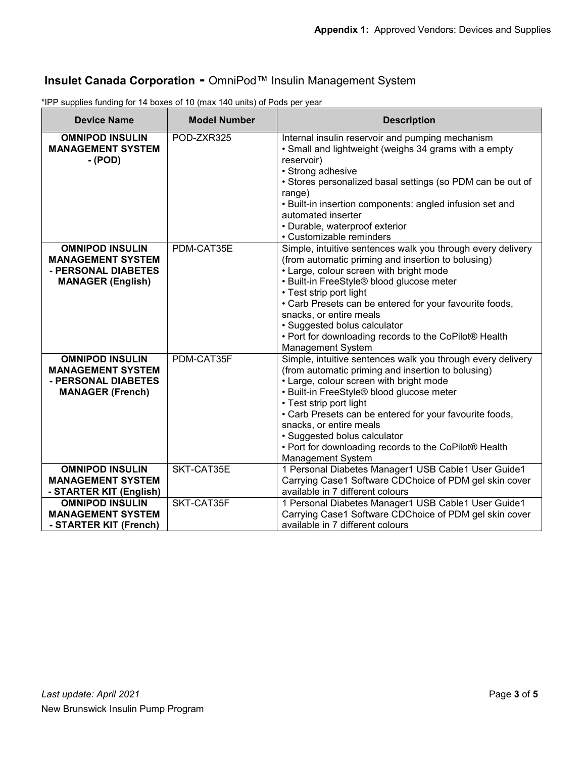## **Insulet Canada Corporation -** OmniPod™ Insulin Management System

*IPP supplies funding for 14 boxes of 10 (max 140 units) of Pods per year

| Device Name | Model Number | Description |
| --- | --- | --- |
| **OMNIPOD INSULIN MANAGEMENT SYSTEM - (POD)** | POD-ZXR325 | Internal insulin reservoir and pumping mechanism<br>• Small and lightweight (weighs 34 grams with a empty reservoir)<br>• Strong adhesive<br>• Stores personalized basal settings (so PDM can be out of range)<br>• Built-in insertion components: angled infusion set and automated inserter<br>• Durable, waterproof exterior<br>• Customizable reminders |
| **OMNIPOD INSULIN MANAGEMENT SYSTEM - PERSONAL DIABETES MANAGER (English)** | PDM-CAT35E | Simple, intuitive sentences walk you through every delivery (from automatic priming and insertion to bolusing)<br>• Large, colour screen with bright mode<br>• Built-in FreeStyle® blood glucose meter<br>• Test strip port light<br>• Carb Presets can be entered for your favourite foods, snacks, or entire meals<br>• Suggested bolus calculator<br>• Port for downloading records to the CoPilot® Health Management System |
| **OMNIPOD INSULIN MANAGEMENT SYSTEM - PERSONAL DIABETES MANAGER (French)** | PDM-CAT35F | Simple, intuitive sentences walk you through every delivery (from automatic priming and insertion to bolusing)<br>• Large, colour screen with bright mode<br>• Built-in FreeStyle® blood glucose meter<br>• Test strip port light<br>• Carb Presets can be entered for your favourite foods, snacks, or entire meals<br>• Suggested bolus calculator<br>• Port for downloading records to the CoPilot® Health Management System |
| **OMNIPOD INSULIN MANAGEMENT SYSTEM - STARTER KIT (English)** | SKT-CAT35E | 1 Personal Diabetes Manager1 USB Cable1 User Guide1 Carrying Case1 Software CDChoice of PDM gel skin cover available in 7 different colours |
| **OMNIPOD INSULIN MANAGEMENT SYSTEM - STARTER KIT (French)** | SKT-CAT35F | 1 Personal Diabetes Manager1 USB Cable1 User Guide1 Carrying Case1 Software CDChoice of PDM gel skin cover available in 7 different colours |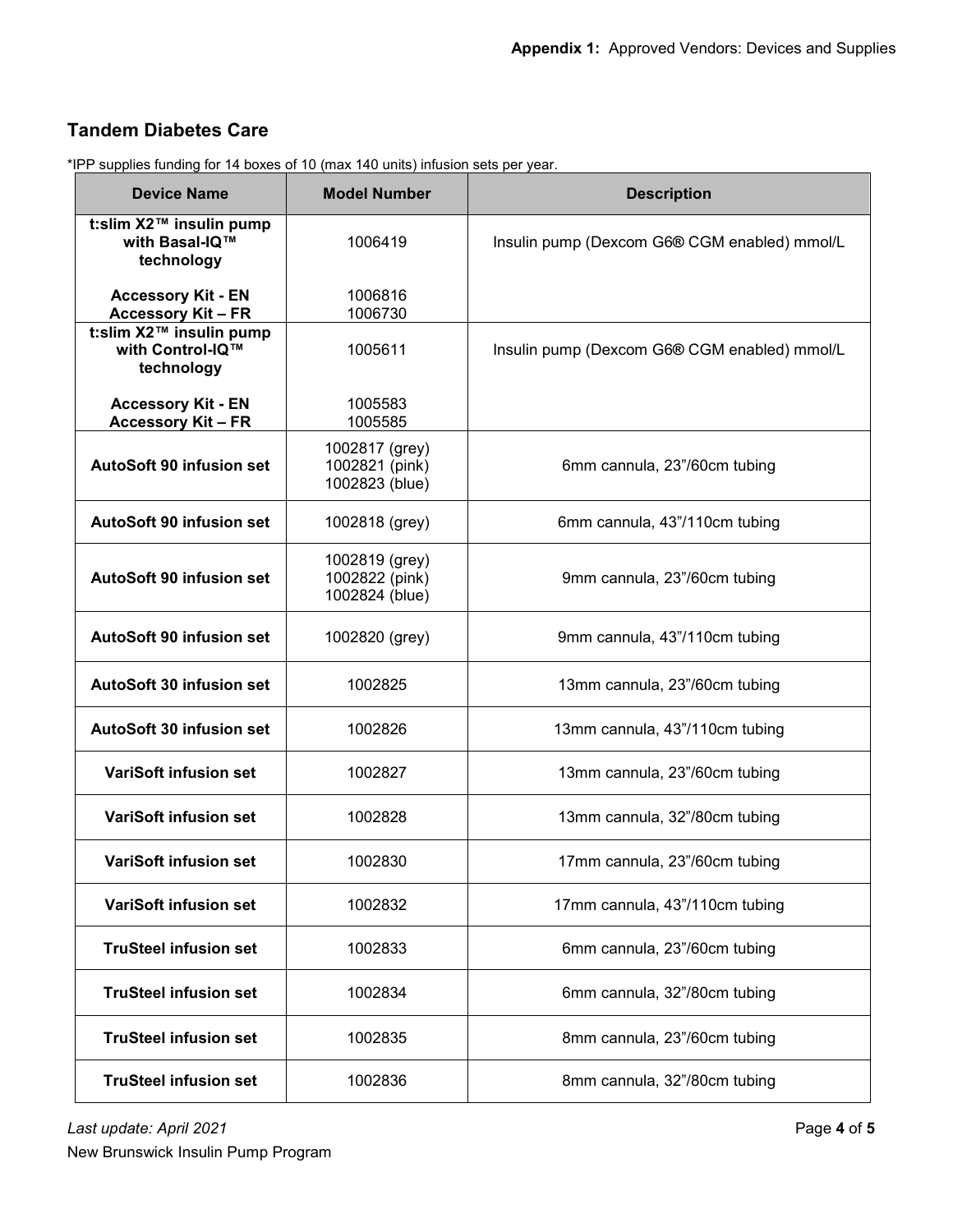## Tandem Diabetes Care

*IPP supplies funding for 14 boxes of 10 (max 140 units) infusion sets per year.

| Device Name | Model Number | Description |
|---|---|---|
| **t:slim X2™ insulin pump with Basal-IQ™ technology**<br><br>**Accessory Kit - EN**<br>**Accessory Kit – FR** | 1006419<br><br>1006816<br>1006730 | Insulin pump (Dexcom G6® CGM enabled) mmol/L |
| **t:slim X2™ insulin pump with Control-IQ™ technology**<br><br>**Accessory Kit - EN**<br>**Accessory Kit – FR** | 1005611<br><br>1005583<br>1005585 | Insulin pump (Dexcom G6® CGM enabled) mmol/L |
| **AutoSoft 90 infusion set** | 1002817 (grey)<br>1002821 (pink)<br>1002823 (blue) | 6mm cannula, 23"/60cm tubing |
| **AutoSoft 90 infusion set** | 1002818 (grey) | 6mm cannula, 43"/110cm tubing |
| **AutoSoft 90 infusion set** | 1002819 (grey)<br>1002822 (pink)<br>1002824 (blue) | 9mm cannula, 23"/60cm tubing |
| **AutoSoft 90 infusion set** | 1002820 (grey) | 9mm cannula, 43"/110cm tubing |
| **AutoSoft 30 infusion set** | 1002825 | 13mm cannula, 23"/60cm tubing |
| **AutoSoft 30 infusion set** | 1002826 | 13mm cannula, 43"/110cm tubing |
| **VariSoft infusion set** | 1002827 | 13mm cannula, 23"/60cm tubing |
| **VariSoft infusion set** | 1002828 | 13mm cannula, 32"/80cm tubing |
| **VariSoft infusion set** | 1002830 | 17mm cannula, 23"/60cm tubing |
| **VariSoft infusion set** | 1002832 | 17mm cannula, 43"/110cm tubing |
| **TruSteel infusion set** | 1002833 | 6mm cannula, 23"/60cm tubing |
| **TruSteel infusion set** | 1002834 | 6mm cannula, 32"/80cm tubing |
| **TruSteel infusion set** | 1002835 | 8mm cannula, 23"/60cm tubing |
| **TruSteel infusion set** | 1002836 | 8mm cannula, 32"/80cm tubing |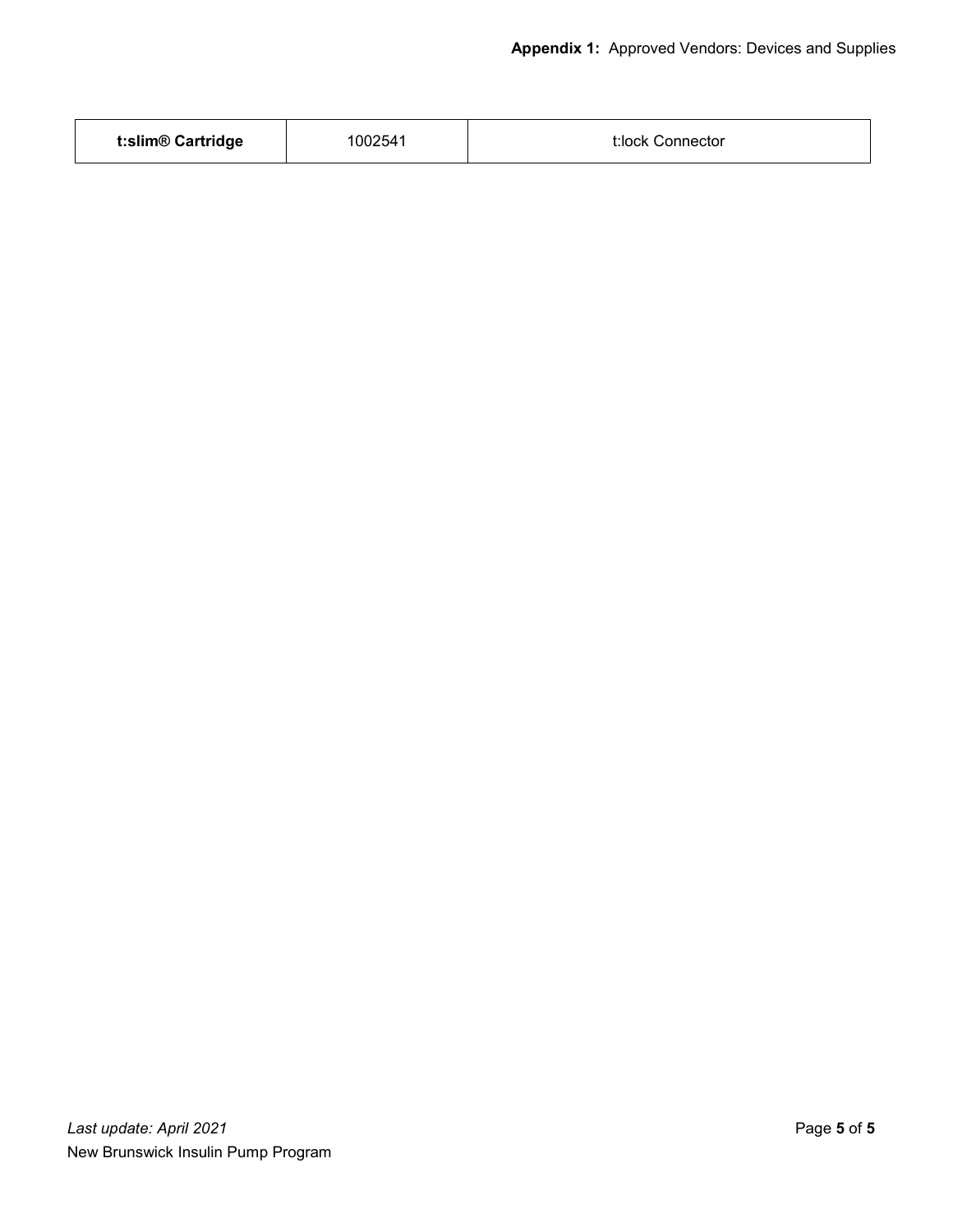| | | |
|---|---|---|
| **t:slim® Cartridge** | 1002541 | t:lock Connector |